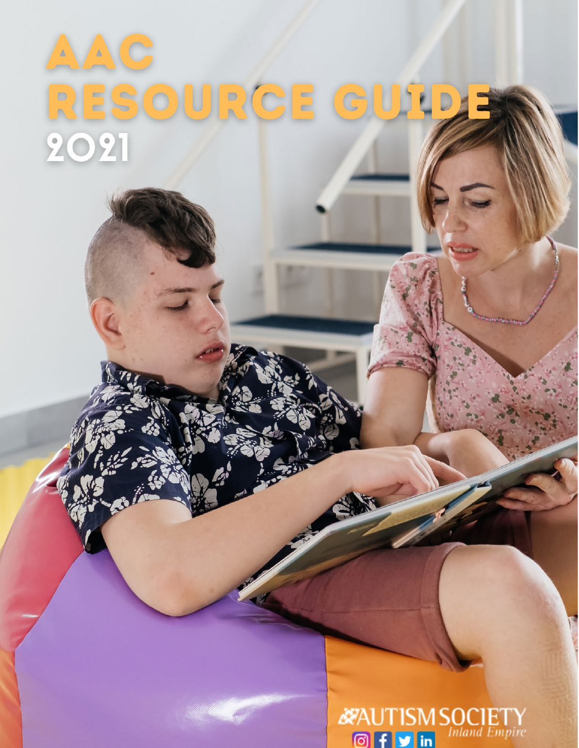# AAC RESOURCE GUIDE 2021

AUTISM SOCIETY *Inland Empire*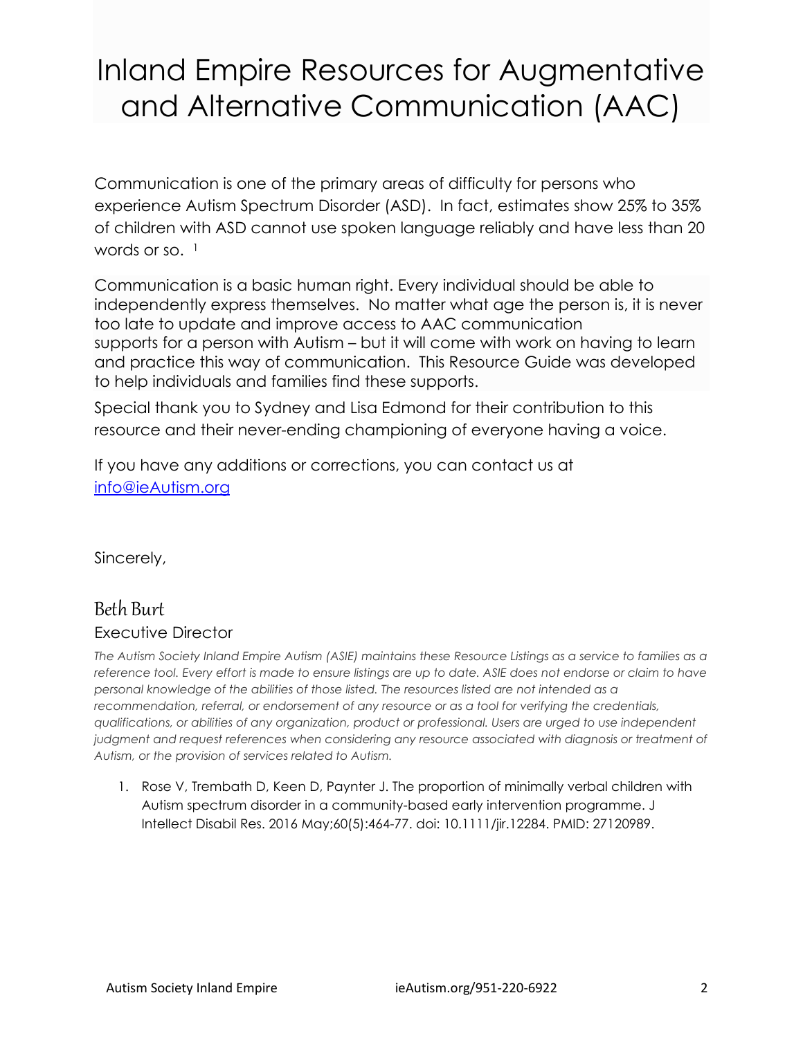# Inland Empire Resources for Augmentative and Alternative Communication (AAC)

Communication is one of the primary areas of difficulty for persons who experience Autism Spectrum Disorder (ASD). In fact, estimates show 25% to 35% of children with ASD cannot use spoken language reliably and have less than 20 words or so. [1]

Communication is a basic human right. Every individual should be able to independently express themselves. No matter what age the person is, it is never too late to update and improve access to AAC communication supports for a person with Autism – but it will come with work on having to learn and practice this way of communication. This Resource Guide was developed to help individuals and families find these supports.

Special thank you to Sydney and Lisa Edmond for their contribution to this resource and their never-ending championing of everyone having a voice.

If you have any additions or corrections, you can contact us at [info@ieAutism.org](mailto:info@ieAutism.org)

Sincerely,

Beth Burt

Executive Director

*The Autism Society Inland Empire Autism (ASIE) maintains these Resource Listings as a service to families as a reference tool. Every effort is made to ensure listings are up to date. ASIE does not endorse or claim to have personal knowledge of the abilities of those listed. The resources listed are not intended as a recommendation, referral, or endorsement of any resource or as a tool for verifying the credentials, qualifications, or abilities of any organization, product or professional. Users are urged to use independent judgment and request references when considering any resource associated with diagnosis or treatment of Autism, or the provision of services related to Autism.*

1. Rose V, Trembath D, Keen D, Paynter J. The proportion of minimally verbal children with Autism spectrum disorder in a community-based early intervention programme. J Intellect Disabil Res. 2016 May;60(5):464-77. doi: 10.1111/jir.12284. PMID: 27120989.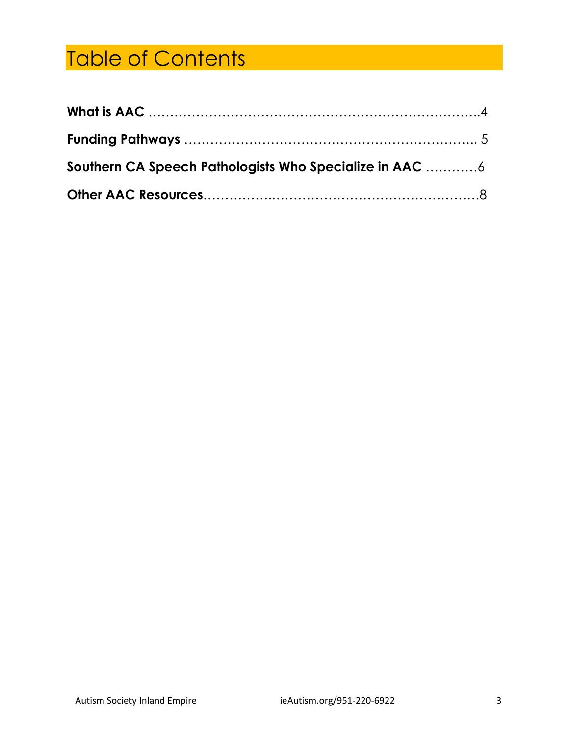# Table of Contents

**What is AAC** ……………………………………………………………………..4

**Funding Pathways** ………………………………………………………….. 5

**Southern CA Speech Pathologists Who Specialize in AAC** …………6

**Other AAC Resources**…………….…………………………………………8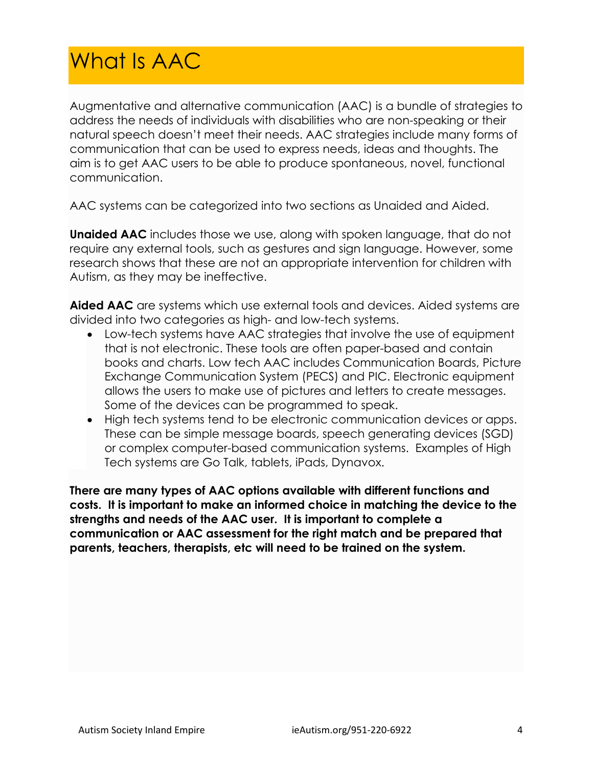# What Is AAC

Augmentative and alternative communication (AAC) is a bundle of strategies to address the needs of individuals with disabilities who are non-speaking or their natural speech doesn't meet their needs. AAC strategies include many forms of communication that can be used to express needs, ideas and thoughts. The aim is to get AAC users to be able to produce spontaneous, novel, functional communication.

AAC systems can be categorized into two sections as Unaided and Aided.

**Unaided AAC** includes those we use, along with spoken language, that do not require any external tools, such as gestures and sign language. However, some research shows that these are not an appropriate intervention for children with Autism, as they may be ineffective.

**Aided AAC** are systems which use external tools and devices. Aided systems are divided into two categories as high- and low-tech systems.

- Low-tech systems have AAC strategies that involve the use of equipment that is not electronic. These tools are often paper-based and contain books and charts. Low tech AAC includes Communication Boards, Picture Exchange Communication System (PECS) and PIC. Electronic equipment allows the users to make use of pictures and letters to create messages. Some of the devices can be programmed to speak.
- High tech systems tend to be electronic communication devices or apps. These can be simple message boards, speech generating devices (SGD) or complex computer-based communication systems. Examples of High Tech systems are Go Talk, tablets, iPads, Dynavox.

**There are many types of AAC options available with different functions and costs. It is important to make an informed choice in matching the device to the strengths and needs of the AAC user. It is important to complete a communication or AAC assessment for the right match and be prepared that parents, teachers, therapists, etc will need to be trained on the system.**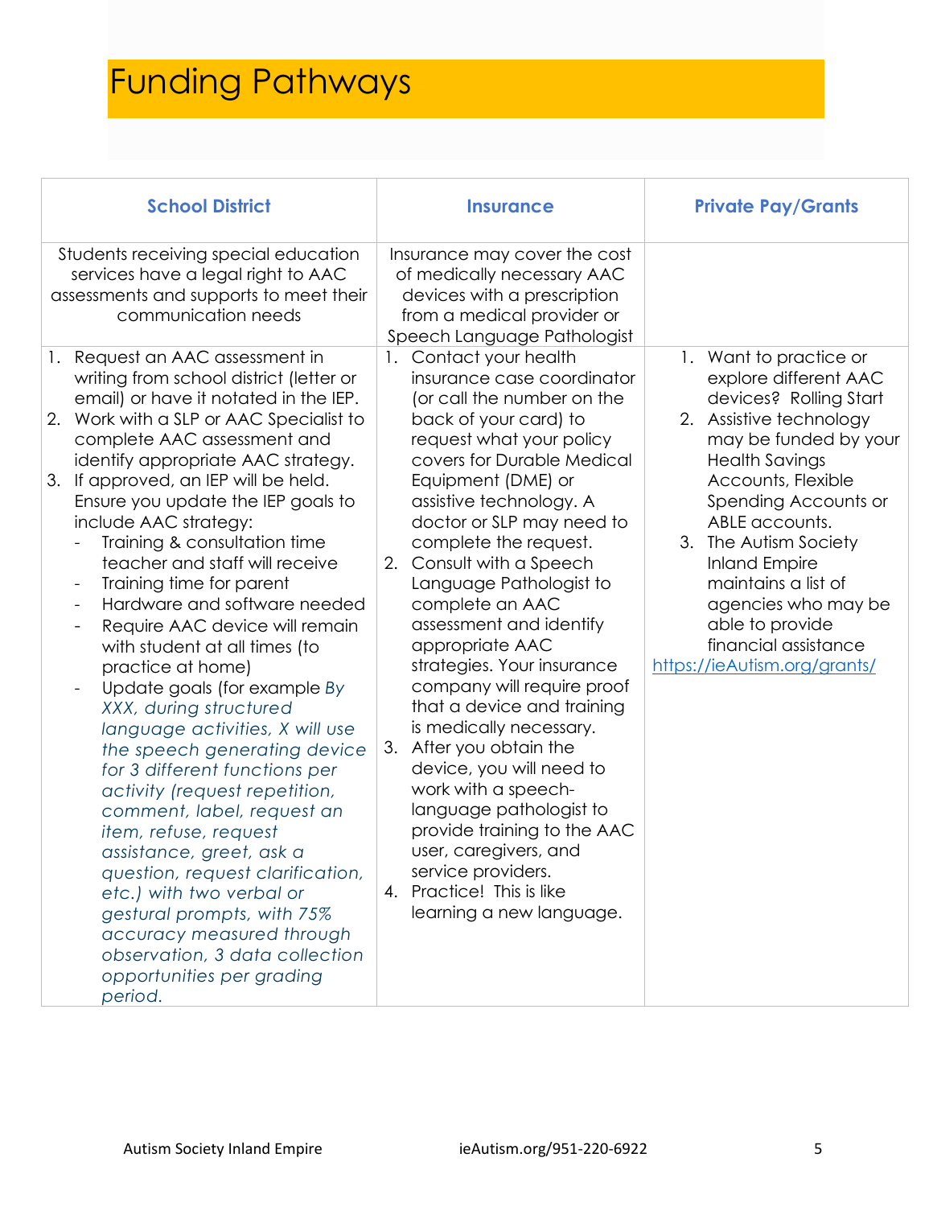# Funding Pathways

| School District | Insurance | Private Pay/Grants |
|---|---|---|
| Students receiving special education services have a legal right to AAC assessments and supports to meet their communication needs | Insurance may cover the cost of medically necessary AAC devices with a prescription from a medical provider or Speech Language Pathologist | |
| 1. Request an AAC assessment in writing from school district (letter or email) or have it notated in the IEP.<br>2. Work with a SLP or AAC Specialist to complete AAC assessment and identify appropriate AAC strategy.<br>3. If approved, an IEP will be held. Ensure you update the IEP goals to include AAC strategy:<br>- Training & consultation time teacher and staff will receive<br>- Training time for parent<br>- Hardware and software needed<br>- Require AAC device will remain with student at all times (to practice at home)<br>- Update goals (for example *By XXX, during structured language activities, X will use the speech generating device for 3 different functions per activity (request repetition, comment, label, request an item, refuse, request assistance, greet, ask a question, request clarification, etc.) with two verbal or gestural prompts, with 75% accuracy measured through observation, 3 data collection opportunities per grading period.* | 1. Contact your health insurance case coordinator (or call the number on the back of your card) to request what your policy covers for Durable Medical Equipment (DME) or assistive technology. A doctor or SLP may need to complete the request.<br>2. Consult with a Speech Language Pathologist to complete an AAC assessment and identify appropriate AAC strategies. Your insurance company will require proof that a device and training is medically necessary.<br>3. After you obtain the device, you will need to work with a speech-language pathologist to provide training to the AAC user, caregivers, and service providers.<br>4. Practice! This is like learning a new language. | 1. Want to practice or explore different AAC devices? Rolling Start<br>2. Assistive technology may be funded by your Health Savings Accounts, Flexible Spending Accounts or ABLE accounts.<br>3. The Autism Society Inland Empire maintains a list of agencies who may be able to provide financial assistance<br>https://ieAutism.org/grants/ |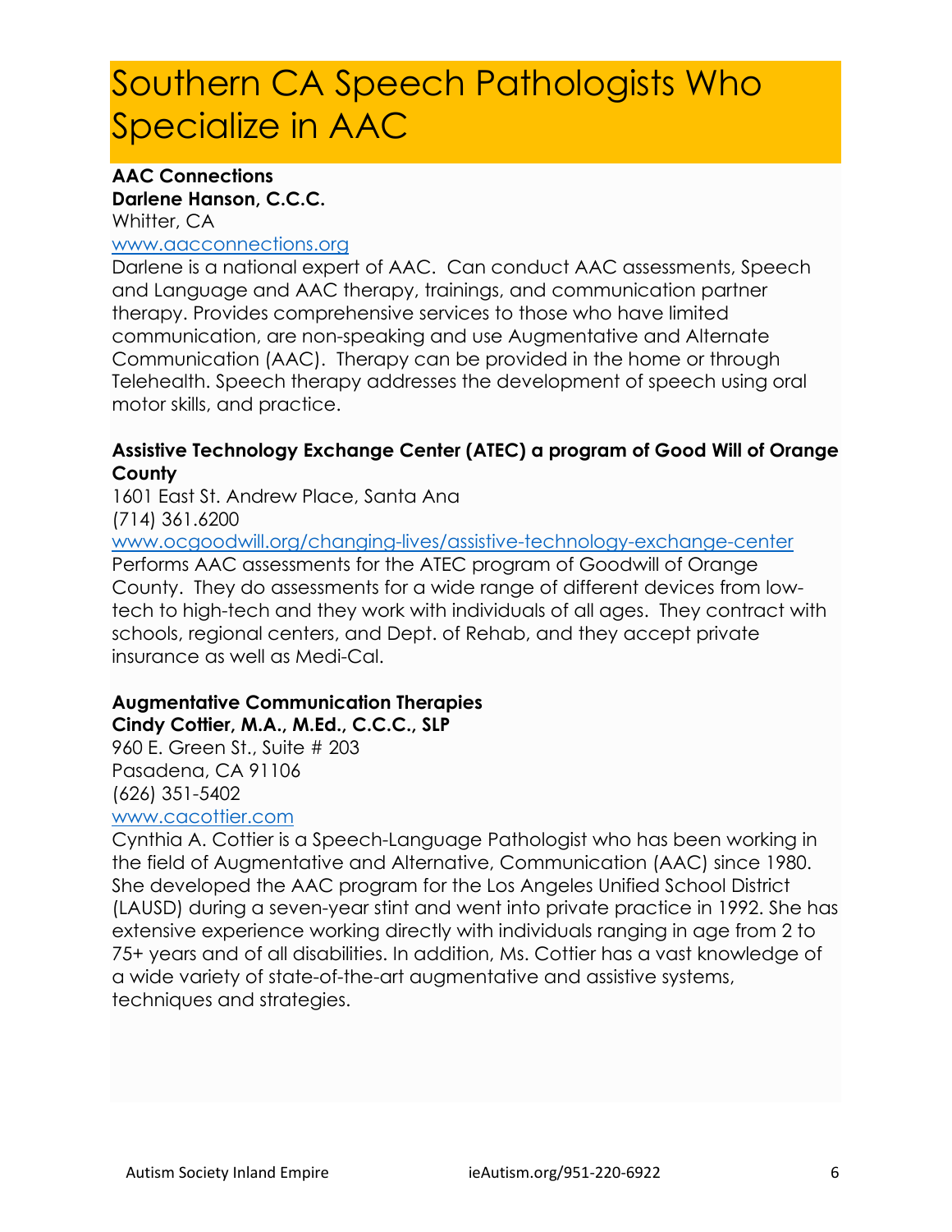# Southern CA Speech Pathologists Who Specialize in AAC

**AAC Connections**
**Darlene Hanson, C.C.C.**
Whitter, CA
www.aacconnections.org
Darlene is a national expert of AAC. Can conduct AAC assessments, Speech and Language and AAC therapy, trainings, and communication partner therapy. Provides comprehensive services to those who have limited communication, are non-speaking and use Augmentative and Alternate Communication (AAC). Therapy can be provided in the home or through Telehealth. Speech therapy addresses the development of speech using oral motor skills, and practice.

**Assistive Technology Exchange Center (ATEC) a program of Good Will of Orange County**
1601 East St. Andrew Place, Santa Ana
(714) 361.6200
www.ocgoodwill.org/changing-lives/assistive-technology-exchange-center
Performs AAC assessments for the ATEC program of Goodwill of Orange County. They do assessments for a wide range of different devices from low-tech to high-tech and they work with individuals of all ages. They contract with schools, regional centers, and Dept. of Rehab, and they accept private insurance as well as Medi-Cal.

**Augmentative Communication Therapies**
**Cindy Cottier, M.A., M.Ed., C.C.C., SLP**
960 E. Green St., Suite # 203
Pasadena, CA 91106
(626) 351-5402
www.cacottier.com
Cynthia A. Cottier is a Speech-Language Pathologist who has been working in the field of Augmentative and Alternative, Communication (AAC) since 1980. She developed the AAC program for the Los Angeles Unified School District (LAUSD) during a seven-year stint and went into private practice in 1992. She has extensive experience working directly with individuals ranging in age from 2 to 75+ years and of all disabilities. In addition, Ms. Cottier has a vast knowledge of a wide variety of state-of-the-art augmentative and assistive systems, techniques and strategies.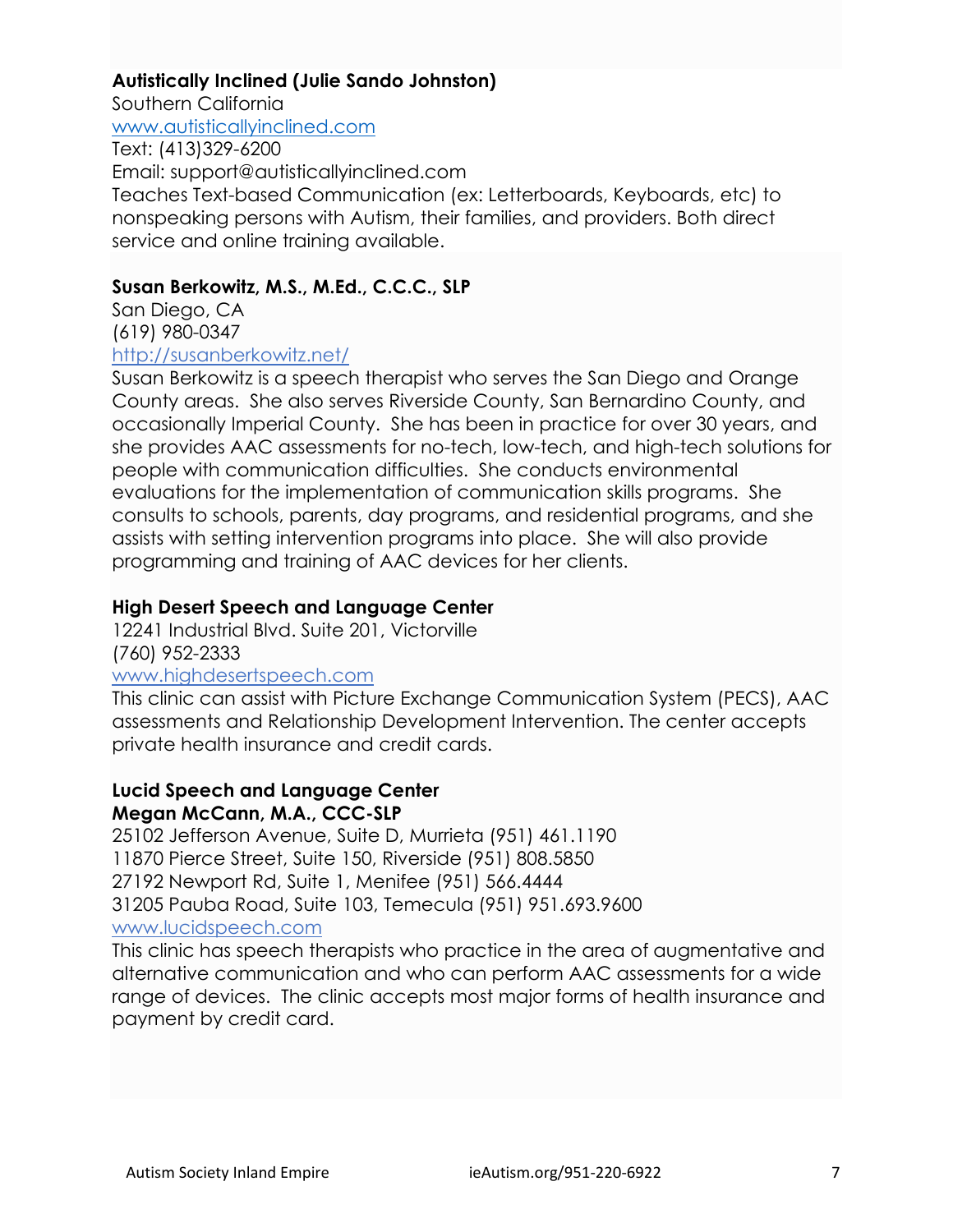**Autistically Inclined (Julie Sando Johnston)**
Southern California
www.autisticallyinclined.com
Text: (413)329-6200
Email: support@autisticallyinclined.com
Teaches Text-based Communication (ex: Letterboards, Keyboards, etc) to nonspeaking persons with Autism, their families, and providers. Both direct service and online training available.

**Susan Berkowitz, M.S., M.Ed., C.C.C., SLP**
San Diego, CA
(619) 980-0347
http://susanberkowitz.net/
Susan Berkowitz is a speech therapist who serves the San Diego and Orange County areas. She also serves Riverside County, San Bernardino County, and occasionally Imperial County. She has been in practice for over 30 years, and she provides AAC assessments for no-tech, low-tech, and high-tech solutions for people with communication difficulties. She conducts environmental evaluations for the implementation of communication skills programs. She consults to schools, parents, day programs, and residential programs, and she assists with setting intervention programs into place. She will also provide programming and training of AAC devices for her clients.

**High Desert Speech and Language Center**
12241 Industrial Blvd. Suite 201, Victorville
(760) 952-2333
www.highdesertspeech.com
This clinic can assist with Picture Exchange Communication System (PECS), AAC assessments and Relationship Development Intervention. The center accepts private health insurance and credit cards.

**Lucid Speech and Language Center**
**Megan McCann, M.A., CCC-SLP**
25102 Jefferson Avenue, Suite D, Murrieta (951) 461.1190
11870 Pierce Street, Suite 150, Riverside (951) 808.5850
27192 Newport Rd, Suite 1, Menifee (951) 566.4444
31205 Pauba Road, Suite 103, Temecula (951) 951.693.9600
www.lucidspeech.com
This clinic has speech therapists who practice in the area of augmentative and alternative communication and who can perform AAC assessments for a wide range of devices. The clinic accepts most major forms of health insurance and payment by credit card.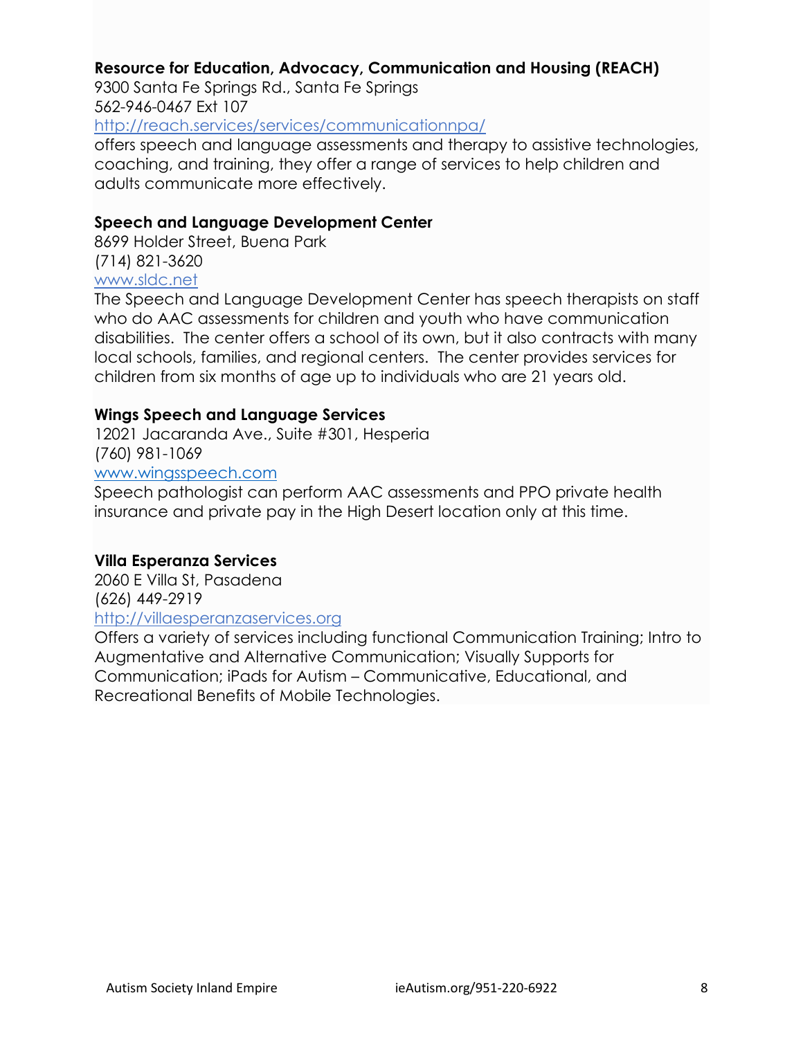**Resource for Education, Advocacy, Communication and Housing (REACH)**
9300 Santa Fe Springs Rd., Santa Fe Springs
562-946-0467 Ext 107
http://reach.services/services/communicationnpa/
offers speech and language assessments and therapy to assistive technologies, coaching, and training, they offer a range of services to help children and adults communicate more effectively.

**Speech and Language Development Center**
8699 Holder Street, Buena Park
(714) 821-3620
www.sldc.net
The Speech and Language Development Center has speech therapists on staff who do AAC assessments for children and youth who have communication disabilities. The center offers a school of its own, but it also contracts with many local schools, families, and regional centers. The center provides services for children from six months of age up to individuals who are 21 years old.

**Wings Speech and Language Services**
12021 Jacaranda Ave., Suite #301, Hesperia
(760) 981-1069
www.wingsspeech.com
Speech pathologist can perform AAC assessments and PPO private health insurance and private pay in the High Desert location only at this time.

**Villa Esperanza Services**
2060 E Villa St, Pasadena
(626) 449-2919
http://villaesperanzaservices.org
Offers a variety of services including functional Communication Training; Intro to Augmentative and Alternative Communication; Visually Supports for Communication; iPads for Autism – Communicative, Educational, and Recreational Benefits of Mobile Technologies.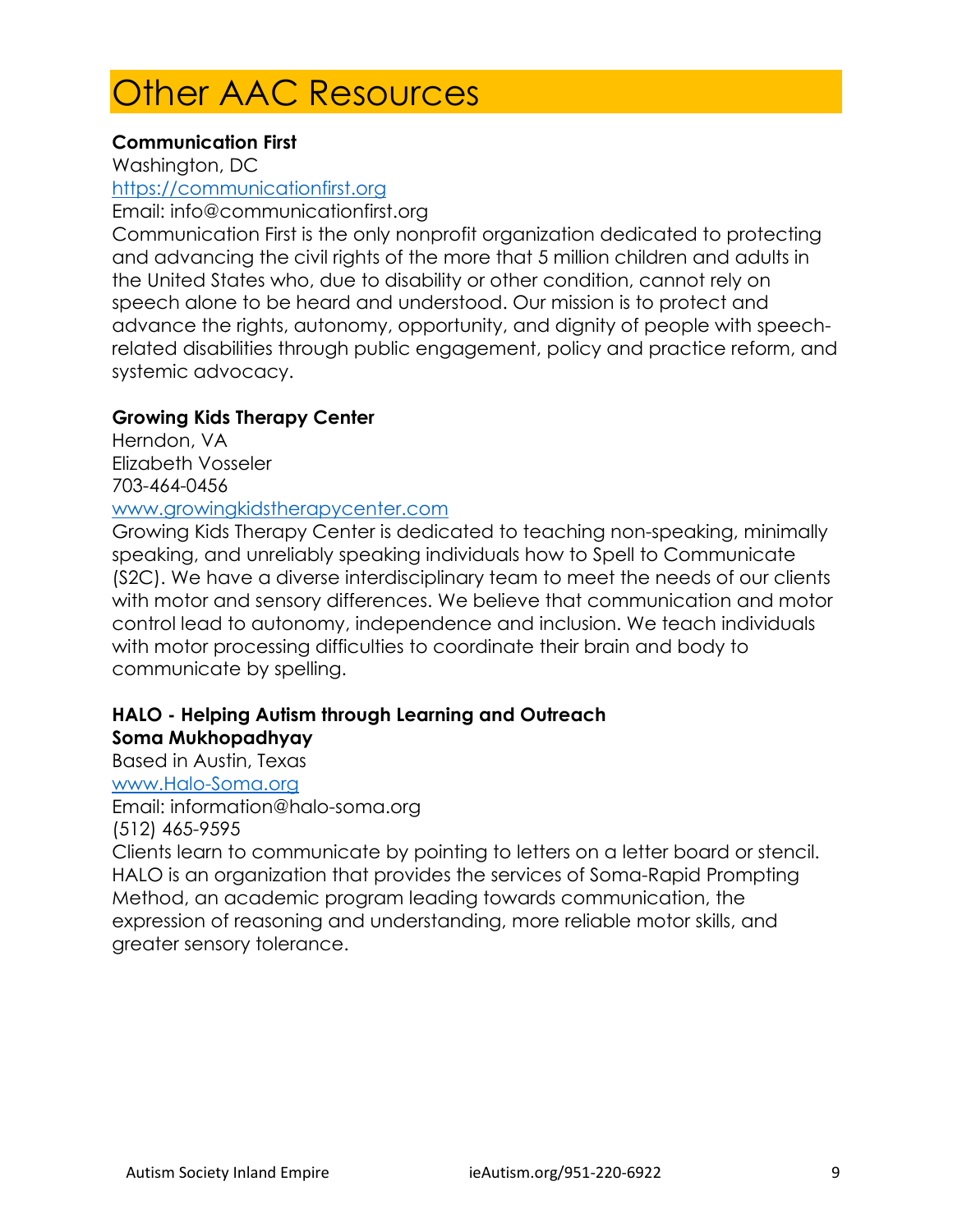# Other AAC Resources

**Communication First**
Washington, DC
https://communicationfirst.org
Email: info@communicationfirst.org
Communication First is the only nonprofit organization dedicated to protecting and advancing the civil rights of the more that 5 million children and adults in the United States who, due to disability or other condition, cannot rely on speech alone to be heard and understood. Our mission is to protect and advance the rights, autonomy, opportunity, and dignity of people with speech-related disabilities through public engagement, policy and practice reform, and systemic advocacy.

**Growing Kids Therapy Center**
Herndon, VA
Elizabeth Vosseler
703-464-0456
www.growingkidstherapycenter.com
Growing Kids Therapy Center is dedicated to teaching non-speaking, minimally speaking, and unreliably speaking individuals how to Spell to Communicate (S2C). We have a diverse interdisciplinary team to meet the needs of our clients with motor and sensory differences. We believe that communication and motor control lead to autonomy, independence and inclusion. We teach individuals with motor processing difficulties to coordinate their brain and body to communicate by spelling.

**HALO - Helping Autism through Learning and Outreach**
**Soma Mukhopadhyay**
Based in Austin, Texas
www.Halo-Soma.org
Email: information@halo-soma.org
(512) 465-9595
Clients learn to communicate by pointing to letters on a letter board or stencil. HALO is an organization that provides the services of Soma-Rapid Prompting Method, an academic program leading towards communication, the expression of reasoning and understanding, more reliable motor skills, and greater sensory tolerance.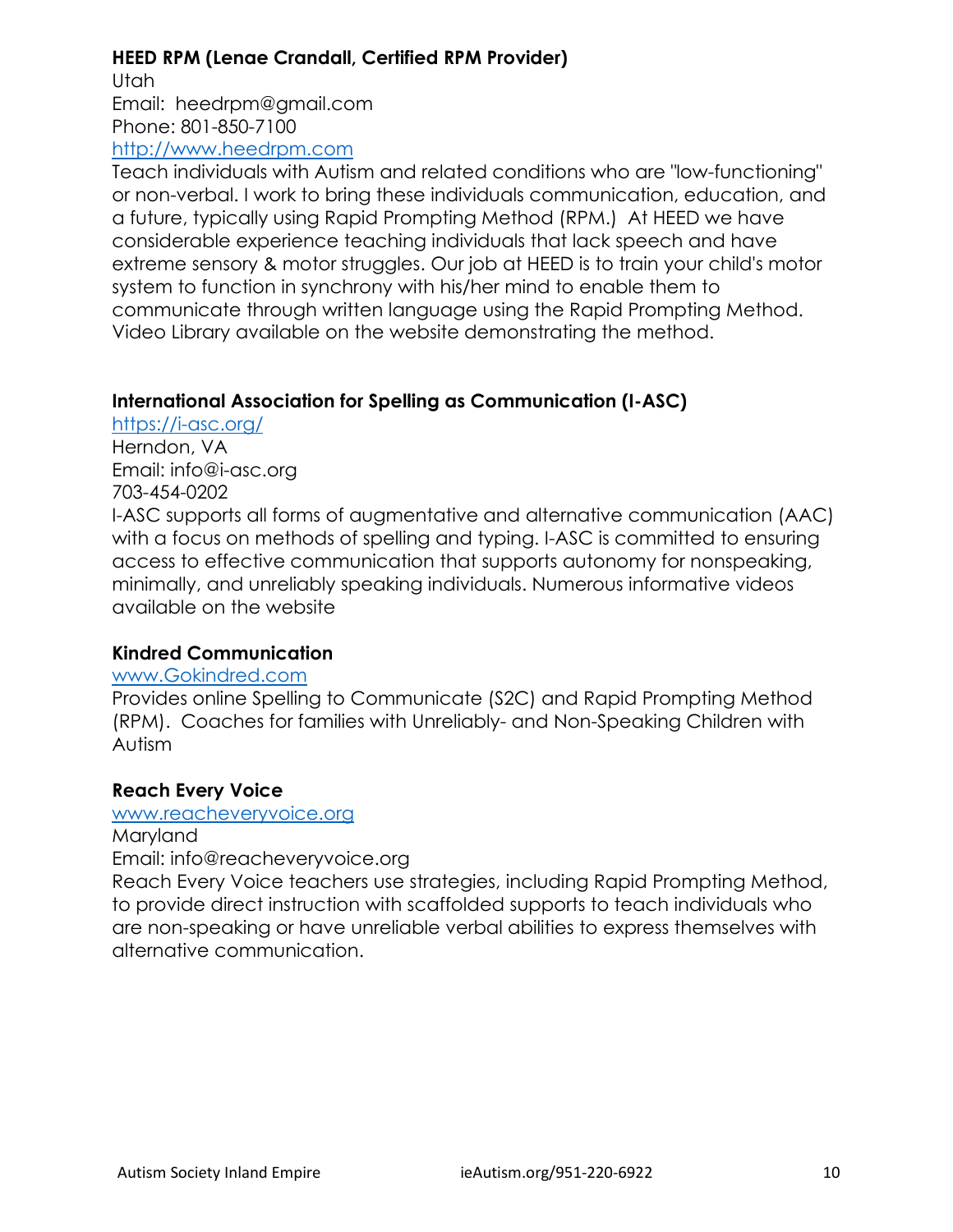**HEED RPM (Lenae Crandall, Certified RPM Provider)**
Utah
Email: heedrpm@gmail.com
Phone: 801-850-7100
http://www.heedrpm.com
Teach individuals with Autism and related conditions who are "low-functioning" or non-verbal. I work to bring these individuals communication, education, and a future, typically using Rapid Prompting Method (RPM.) At HEED we have considerable experience teaching individuals that lack speech and have extreme sensory & motor struggles. Our job at HEED is to train your child's motor system to function in synchrony with his/her mind to enable them to communicate through written language using the Rapid Prompting Method. Video Library available on the website demonstrating the method.

**International Association for Spelling as Communication (I-ASC)**
https://i-asc.org/
Herndon, VA
Email: info@i-asc.org
703-454-0202
I-ASC supports all forms of augmentative and alternative communication (AAC) with a focus on methods of spelling and typing. I-ASC is committed to ensuring access to effective communication that supports autonomy for nonspeaking, minimally, and unreliably speaking individuals. Numerous informative videos available on the website

**Kindred Communication**
www.Gokindred.com
Provides online Spelling to Communicate (S2C) and Rapid Prompting Method (RPM). Coaches for families with Unreliably- and Non-Speaking Children with Autism

**Reach Every Voice**
www.reacheveryvoice.org
Maryland
Email: info@reacheveryvoice.org
Reach Every Voice teachers use strategies, including Rapid Prompting Method, to provide direct instruction with scaffolded supports to teach individuals who are non-speaking or have unreliable verbal abilities to express themselves with alternative communication.